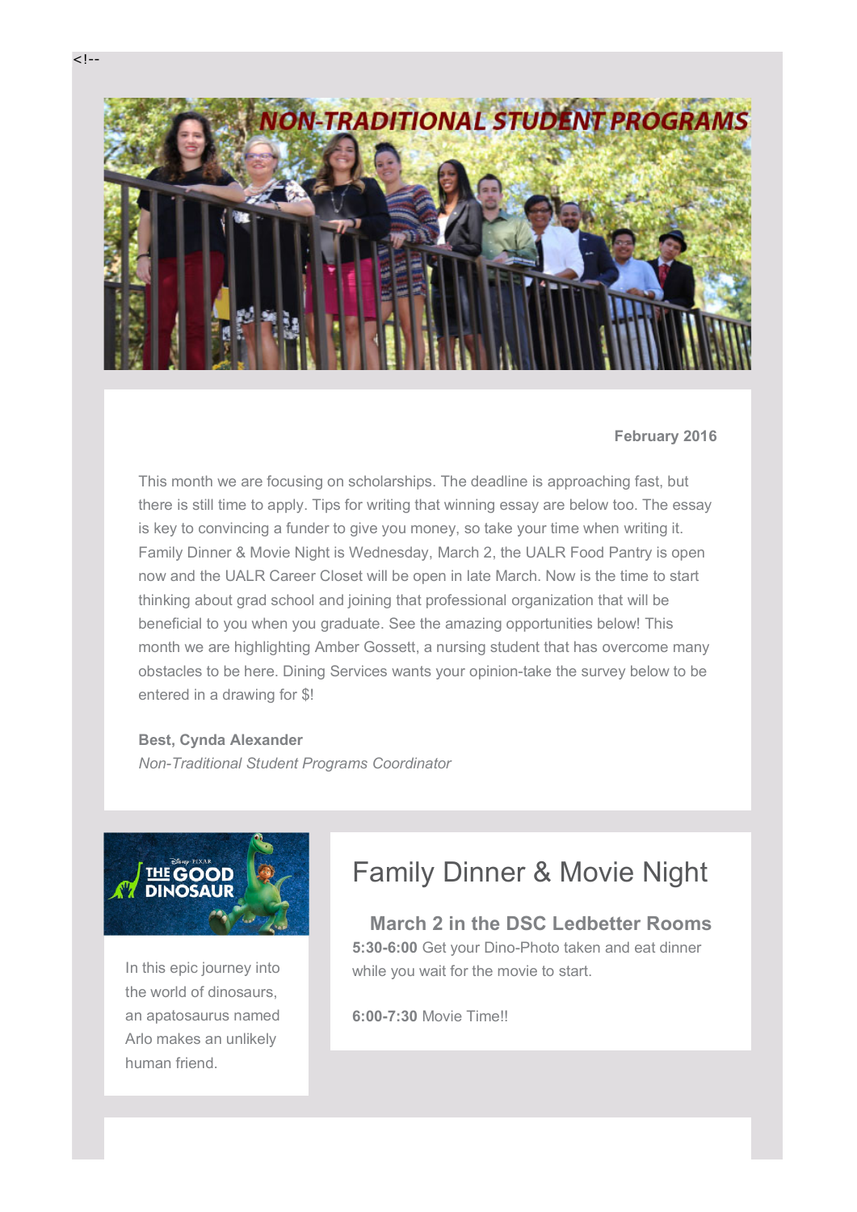<!--

# NON-TRADITIONAL STUDENT PROGRAMS

**February 2016**

This month we are focusing on scholarships. The deadline is approaching fast, but there is still time to apply. Tips for writing that winning essay are below too. The essay is key to convincing a funder to give you money, so take your time when writing it. Family Dinner & Movie Night is Wednesday, March 2, the UALR Food Pantry is open now and the UALR Career Closet will be open in late March. Now is the time to start thinking about grad school and joining that professional organization that will be beneficial to you when you graduate. See the amazing opportunities below! This month we are highlighting Amber Gossett, a nursing student that has overcome many obstacles to be here. Dining Services wants your opinion-take the survey below to be entered in a drawing for $!

**Best, Cynda Alexander**
*Non-Traditional Student Programs Coordinator*

In this epic journey into the world of dinosaurs, an apatosaurus named Arlo makes an unlikely human friend.

# Family Dinner & Movie Night

## March 2 in the DSC Ledbetter Rooms

**5:30-6:00** Get your Dino-Photo taken and eat dinner while you wait for the movie to start.

**6:00-7:30** Movie Time!!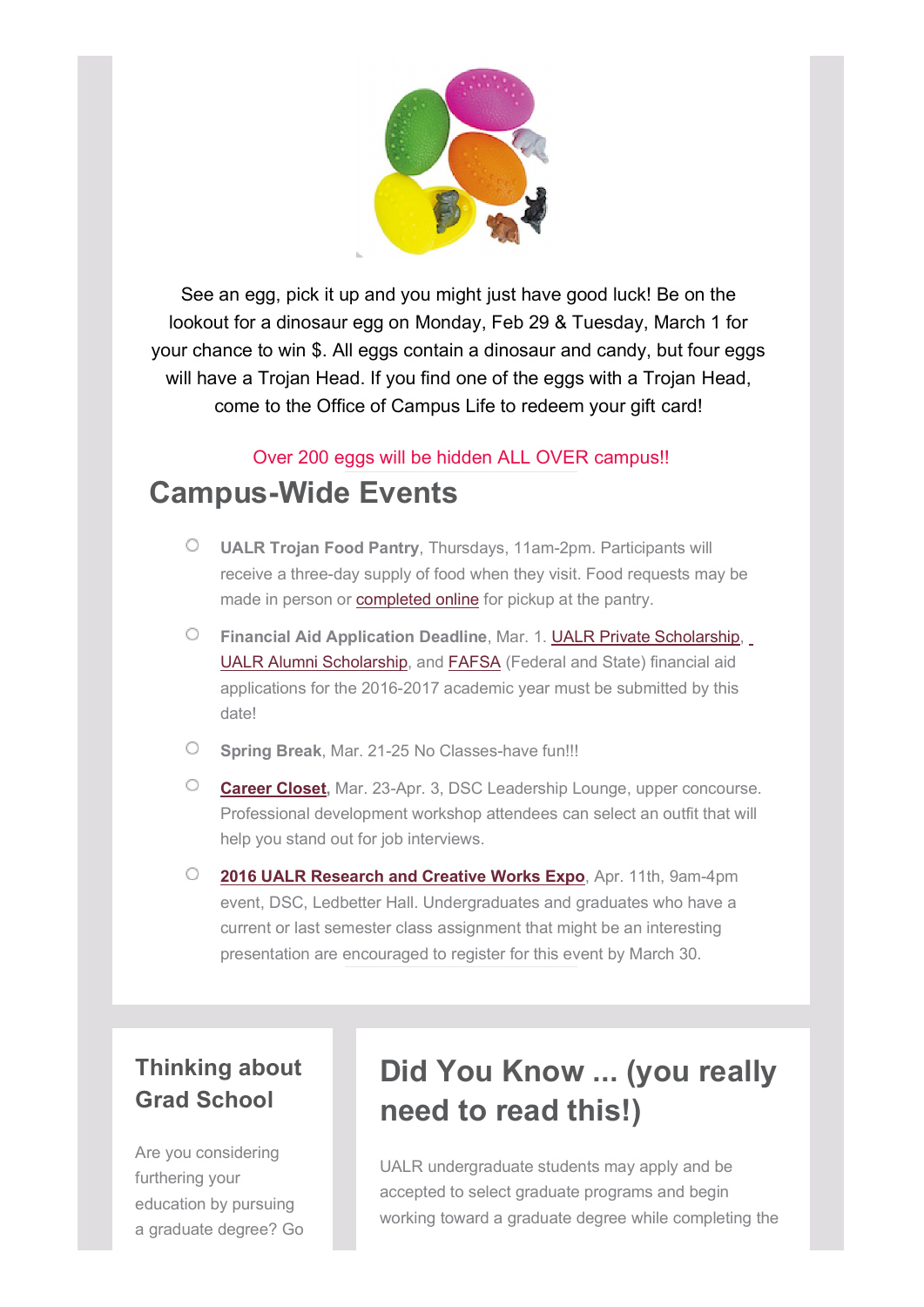See an egg, pick it up and you might just have good luck! Be on the lookout for a dinosaur egg on Monday, Feb 29 & Tuesday, March 1 for your chance to win $. All eggs contain a dinosaur and candy, but four eggs will have a Trojan Head. If you find one of the eggs with a Trojan Head, come to the Office of Campus Life to redeem your gift card!

Over 200 eggs will be hidden ALL OVER campus!!

## Campus-Wide Events

- **UALR Trojan Food Pantry**, Thursdays, 11am-2pm. Participants will receive a three-day supply of food when they visit. Food requests may be made in person or completed online for pickup at the pantry.
- **Financial Aid Application Deadline**, Mar. 1. UALR Private Scholarship, UALR Alumni Scholarship, and FAFSA (Federal and State) financial aid applications for the 2016-2017 academic year must be submitted by this date!
- **Spring Break**, Mar. 21-25 No Classes-have fun!!!
- **Career Closet**, Mar. 23-Apr. 3, DSC Leadership Lounge, upper concourse. Professional development workshop attendees can select an outfit that will help you stand out for job interviews.
- **2016 UALR Research and Creative Works Expo**, Apr. 11th, 9am-4pm event, DSC, Ledbetter Hall. Undergraduates and graduates who have a current or last semester class assignment that might be an interesting presentation are encouraged to register for this event by March 30.

### Thinking about Grad School

Are you considering furthering your education by pursuing a graduate degree? Go

## Did You Know ... (you really need to read this!)

UALR undergraduate students may apply and be accepted to select graduate programs and begin working toward a graduate degree while completing the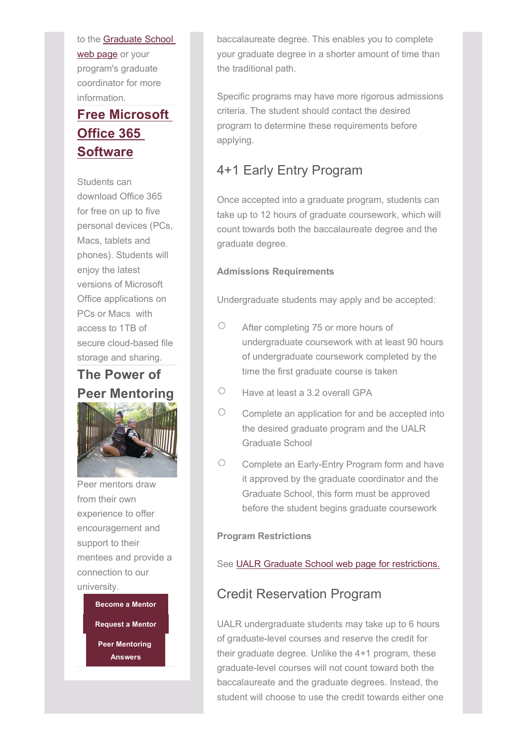to the Graduate School web page or your program's graduate coordinator for more information.

## Free Microsoft Office 365 Software

Students can download Office 365 for free on up to five personal devices (PCs, Macs, tablets and phones). Students will enjoy the latest versions of Microsoft Office applications on PCs or Macs with access to 1TB of secure cloud-based file storage and sharing.

## The Power of Peer Mentoring

Peer mentors draw from their own experience to offer encouragement and support to their mentees and provide a connection to our university.

**Become a Mentor**

**Request a Mentor**

**Peer Mentoring Answers**

baccalaureate degree. This enables you to complete your graduate degree in a shorter amount of time than the traditional path.

Specific programs may have more rigorous admissions criteria. The student should contact the desired program to determine these requirements before applying.

## 4+1 Early Entry Program

Once accepted into a graduate program, students can take up to 12 hours of graduate coursework, which will count towards both the baccalaureate degree and the graduate degree.

**Admissions Requirements**

Undergraduate students may apply and be accepted:

- After completing 75 or more hours of undergraduate coursework with at least 90 hours of undergraduate coursework completed by the time the first graduate course is taken
- Have at least a 3.2 overall GPA
- Complete an application for and be accepted into the desired graduate program and the UALR Graduate School
- Complete an Early-Entry Program form and have it approved by the graduate coordinator and the Graduate School, this form must be approved before the student begins graduate coursework

**Program Restrictions**

See UALR Graduate School web page for restrictions.

## Credit Reservation Program

UALR undergraduate students may take up to 6 hours of graduate-level courses and reserve the credit for their graduate degree. Unlike the 4+1 program, these graduate-level courses will not count toward both the baccalaureate and the graduate degrees. Instead, the student will choose to use the credit towards either one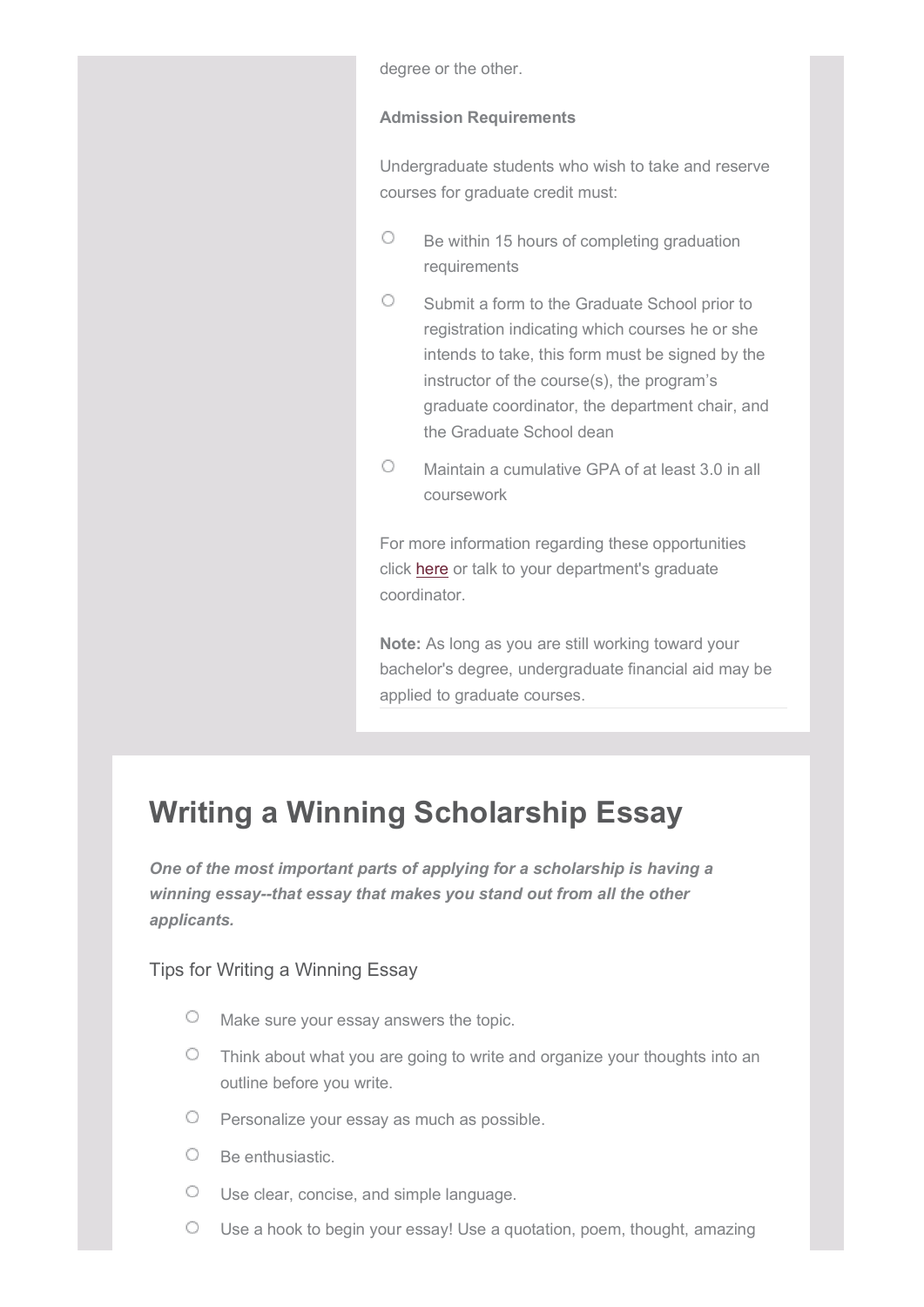degree or the other.

**Admission Requirements**

Undergraduate students who wish to take and reserve courses for graduate credit must:

- Be within 15 hours of completing graduation requirements
- Submit a form to the Graduate School prior to registration indicating which courses he or she intends to take, this form must be signed by the instructor of the course(s), the program's graduate coordinator, the department chair, and the Graduate School dean
- Maintain a cumulative GPA of at least 3.0 in all coursework

For more information regarding these opportunities click here or talk to your department's graduate coordinator.

**Note:** As long as you are still working toward your bachelor's degree, undergraduate financial aid may be applied to graduate courses.

## Writing a Winning Scholarship Essay

***One of the most important parts of applying for a scholarship is having a winning essay--that essay that makes you stand out from all the other applicants.***

### Tips for Writing a Winning Essay

- Make sure your essay answers the topic.
- Think about what you are going to write and organize your thoughts into an outline before you write.
- Personalize your essay as much as possible.
- Be enthusiastic.
- Use clear, concise, and simple language.
- Use a hook to begin your essay! Use a quotation, poem, thought, amazing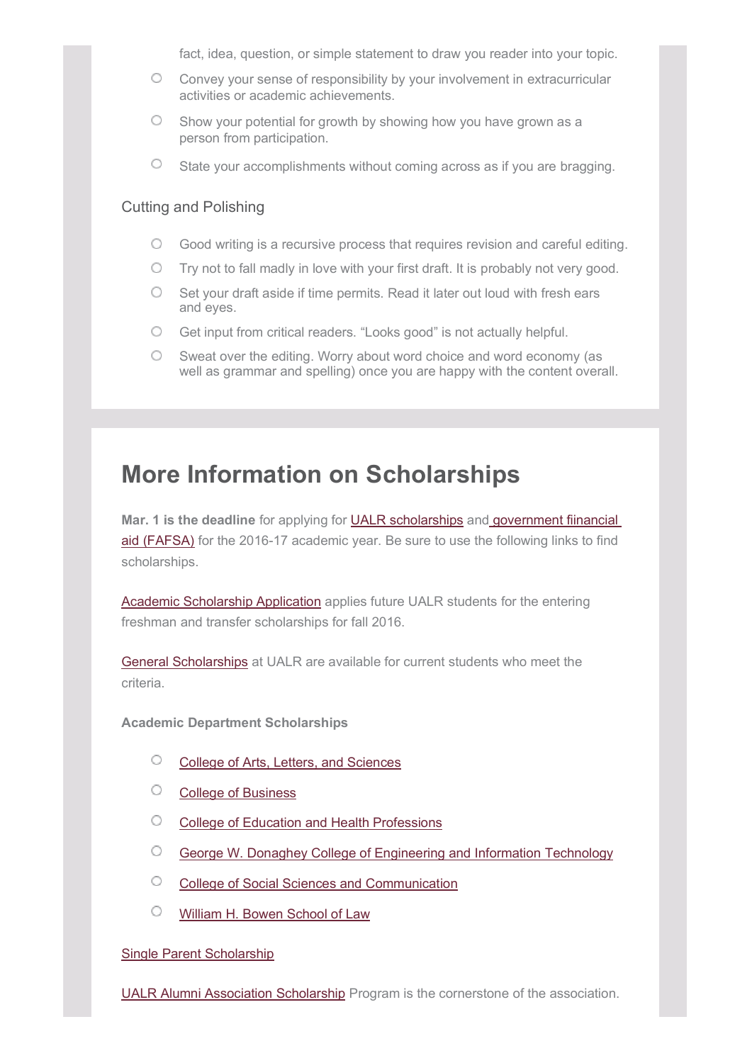fact, idea, question, or simple statement to draw you reader into your topic.

- Convey your sense of responsibility by your involvement in extracurricular activities or academic achievements.
- Show your potential for growth by showing how you have grown as a person from participation.
- State your accomplishments without coming across as if you are bragging.

### Cutting and Polishing

- Good writing is a recursive process that requires revision and careful editing.
- Try not to fall madly in love with your first draft. It is probably not very good.
- Set your draft aside if time permits. Read it later out loud with fresh ears and eyes.
- Get input from critical readers. “Looks good” is not actually helpful.
- Sweat over the editing. Worry about word choice and word economy (as well as grammar and spelling) once you are happy with the content overall.

## More Information on Scholarships

**Mar. 1 is the deadline** for applying for UALR scholarships and government fiinancial aid (FAFSA) for the 2016-17 academic year. Be sure to use the following links to find scholarships.

Academic Scholarship Application applies future UALR students for the entering freshman and transfer scholarships for fall 2016.

General Scholarships at UALR are available for current students who meet the criteria.

**Academic Department Scholarships**

- College of Arts, Letters, and Sciences
- College of Business
- College of Education and Health Professions
- George W. Donaghey College of Engineering and Information Technology
- College of Social Sciences and Communication
- William H. Bowen School of Law

Single Parent Scholarship

UALR Alumni Association Scholarship Program is the cornerstone of the association.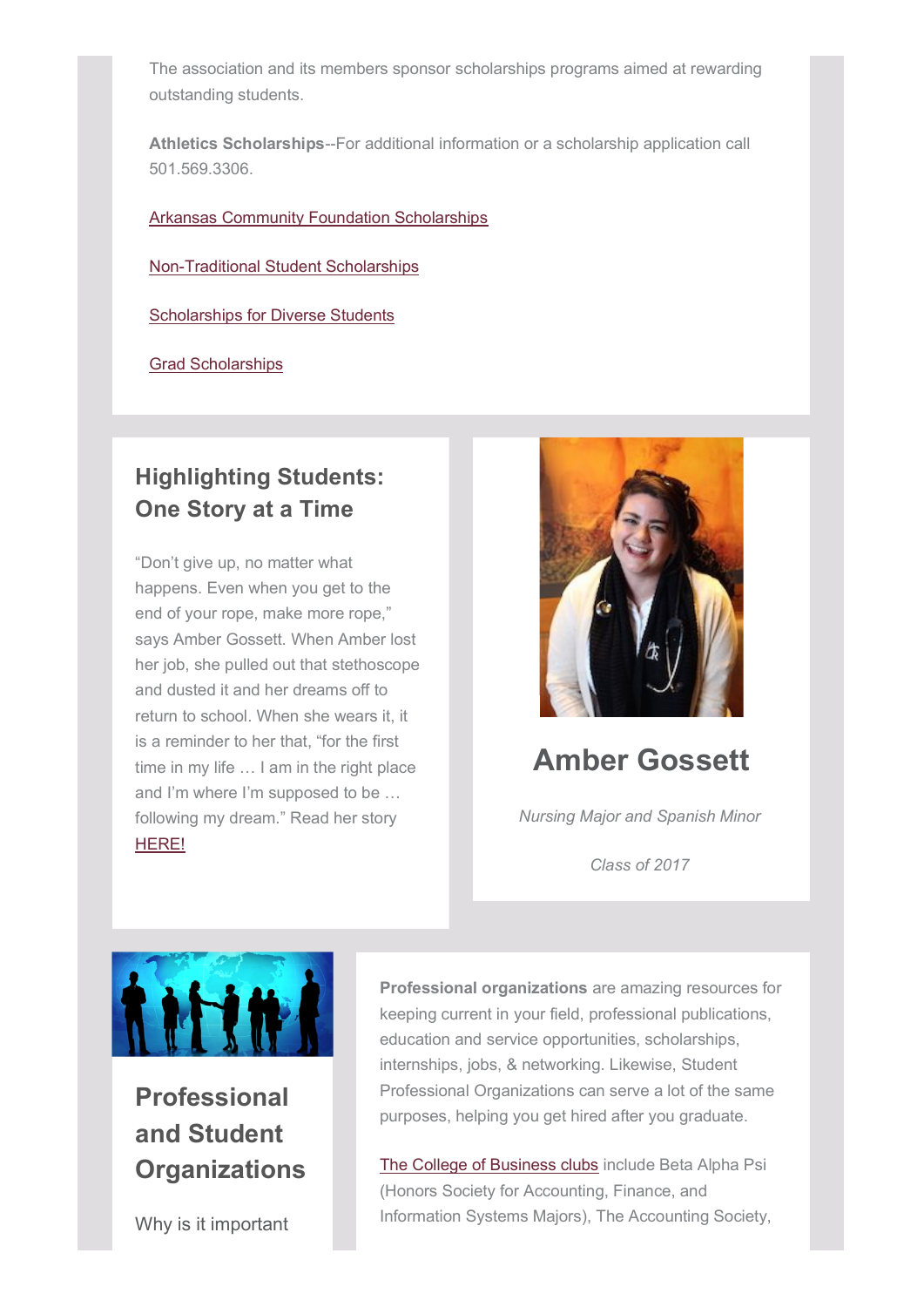The association and its members sponsor scholarships programs aimed at rewarding outstanding students.

**Athletics Scholarships**--For additional information or a scholarship application call 501.569.3306.

Arkansas Community Foundation Scholarships

Non-Traditional Student Scholarships

Scholarships for Diverse Students

Grad Scholarships

## Highlighting Students: One Story at a Time

“Don’t give up, no matter what happens. Even when you get to the end of your rope, make more rope,” says Amber Gossett. When Amber lost her job, she pulled out that stethoscope and dusted it and her dreams off to return to school. When she wears it, it is a reminder to her that, “for the first time in my life … I am in the right place and I’m where I’m supposed to be … following my dream.” Read her story HERE!

## Amber Gossett

*Nursing Major and Spanish Minor*

*Class of 2017*

## Professional and Student Organizations

Why is it important

**Professional organizations** are amazing resources for keeping current in your field, professional publications, education and service opportunities, scholarships, internships, jobs, & networking. Likewise, Student Professional Organizations can serve a lot of the same purposes, helping you get hired after you graduate.

The College of Business clubs include Beta Alpha Psi (Honors Society for Accounting, Finance, and Information Systems Majors), The Accounting Society,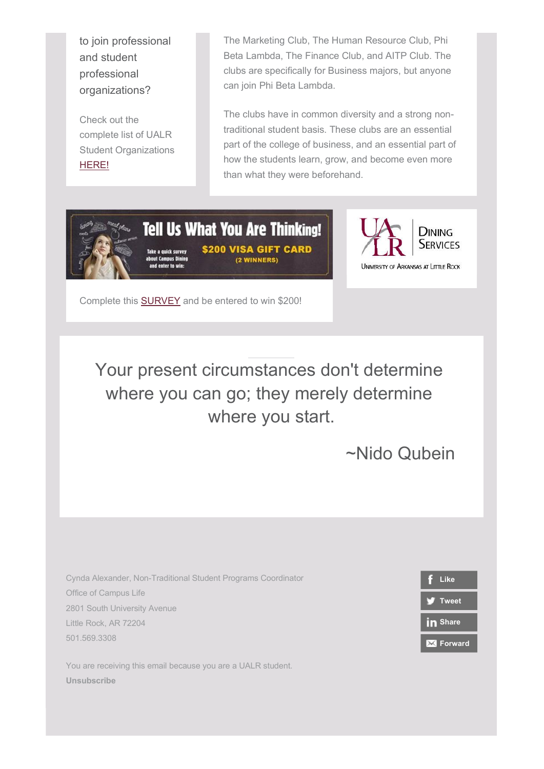to join professional and student professional organizations?

Check out the complete list of UALR Student Organizations HERE!

The Marketing Club, The Human Resource Club, Phi Beta Lambda, The Finance Club, and AITP Club. The clubs are specifically for Business majors, but anyone can join Phi Beta Lambda.

The clubs have in common diversity and a strong non-traditional student basis. These clubs are an essential part of the college of business, and an essential part of how the students learn, grow, and become even more than what they were beforehand.

Tell Us What You Are Thinking!

Take a quick survey about Campus Dining and enter to win:

$200 VISA GIFT CARD (2 WINNERS)

Complete this SURVEY and be entered to win $200!

UALR Dining Services

University of Arkansas at Little Rock

Your present circumstances don't determine where you can go; they merely determine where you start.

~Nido Qubein

Cynda Alexander, Non-Traditional Student Programs Coordinator
Office of Campus Life
2801 South University Avenue
Little Rock, AR 72204
501.569.3308

You are receiving this email because you are a UALR student.

**Unsubscribe**

Like

Tweet

Share

Forward